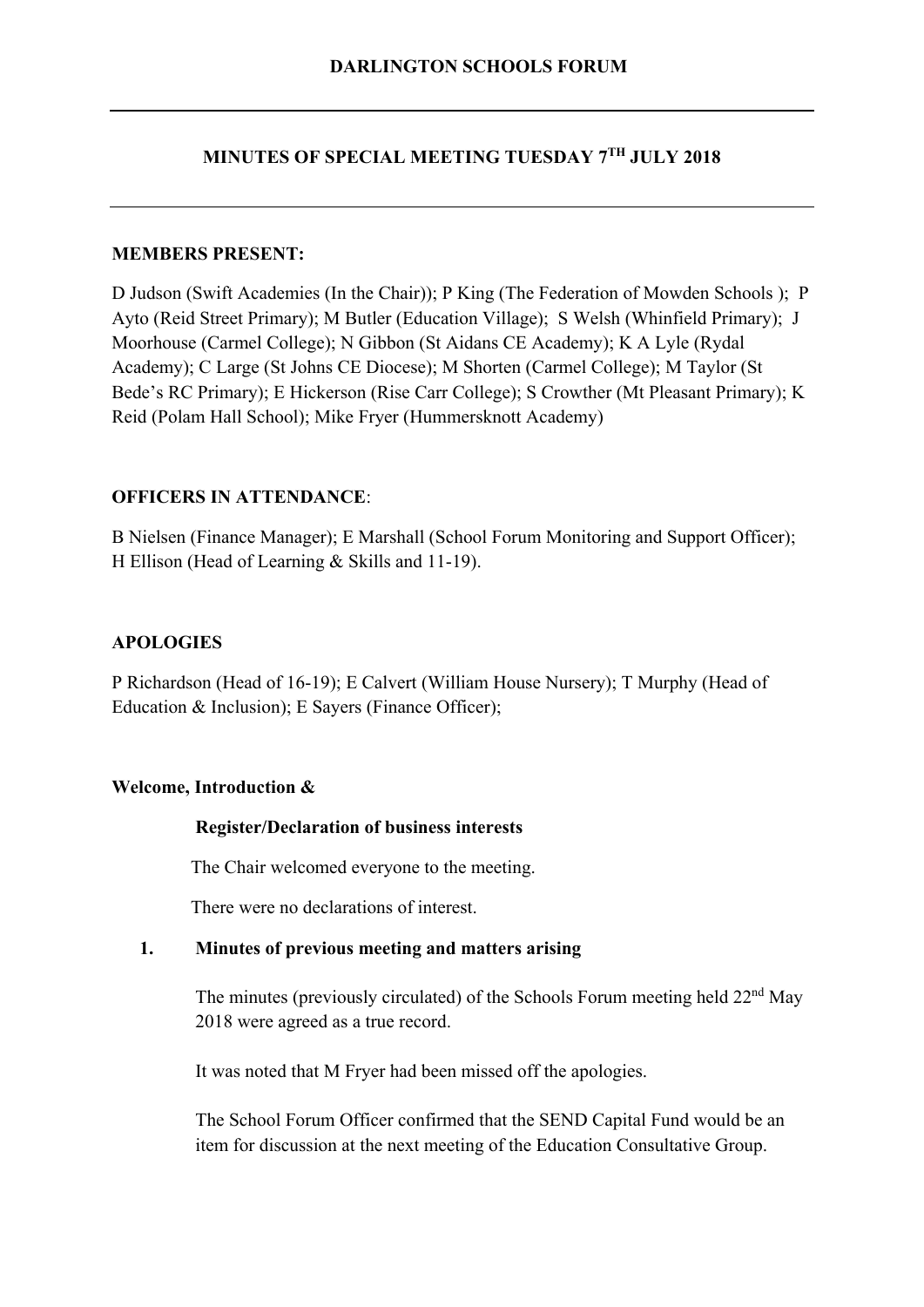# DARLINGTON SCHOOLS FORUM

---

## MINUTES OF SPECIAL MEETING TUESDAY 7TH JULY 2018

---

**MEMBERS PRESENT:**

D Judson (Swift Academies (In the Chair)); P King (The Federation of Mowden Schools ); P Ayto (Reid Street Primary); M Butler (Education Village); S Welsh (Whinfield Primary); J Moorhouse (Carmel College); N Gibbon (St Aidans CE Academy); K A Lyle (Rydal Academy); C Large (St Johns CE Diocese); M Shorten (Carmel College); M Taylor (St Bede's RC Primary); E Hickerson (Rise Carr College); S Crowther (Mt Pleasant Primary); K Reid (Polam Hall School); Mike Fryer (Hummersknott Academy)

**OFFICERS IN ATTENDANCE**:

B Nielsen (Finance Manager); E Marshall (School Forum Monitoring and Support Officer); H Ellison (Head of Learning & Skills and 11-19).

**APOLOGIES**

P Richardson (Head of 16-19); E Calvert (William House Nursery); T Murphy (Head of Education & Inclusion); E Sayers (Finance Officer);

**Welcome, Introduction &**

**Register/Declaration of business interests**

The Chair welcomed everyone to the meeting.

There were no declarations of interest.

**1. Minutes of previous meeting and matters arising**

The minutes (previously circulated) of the Schools Forum meeting held 22nd May 2018 were agreed as a true record.

It was noted that M Fryer had been missed off the apologies.

The School Forum Officer confirmed that the SEND Capital Fund would be an item for discussion at the next meeting of the Education Consultative Group.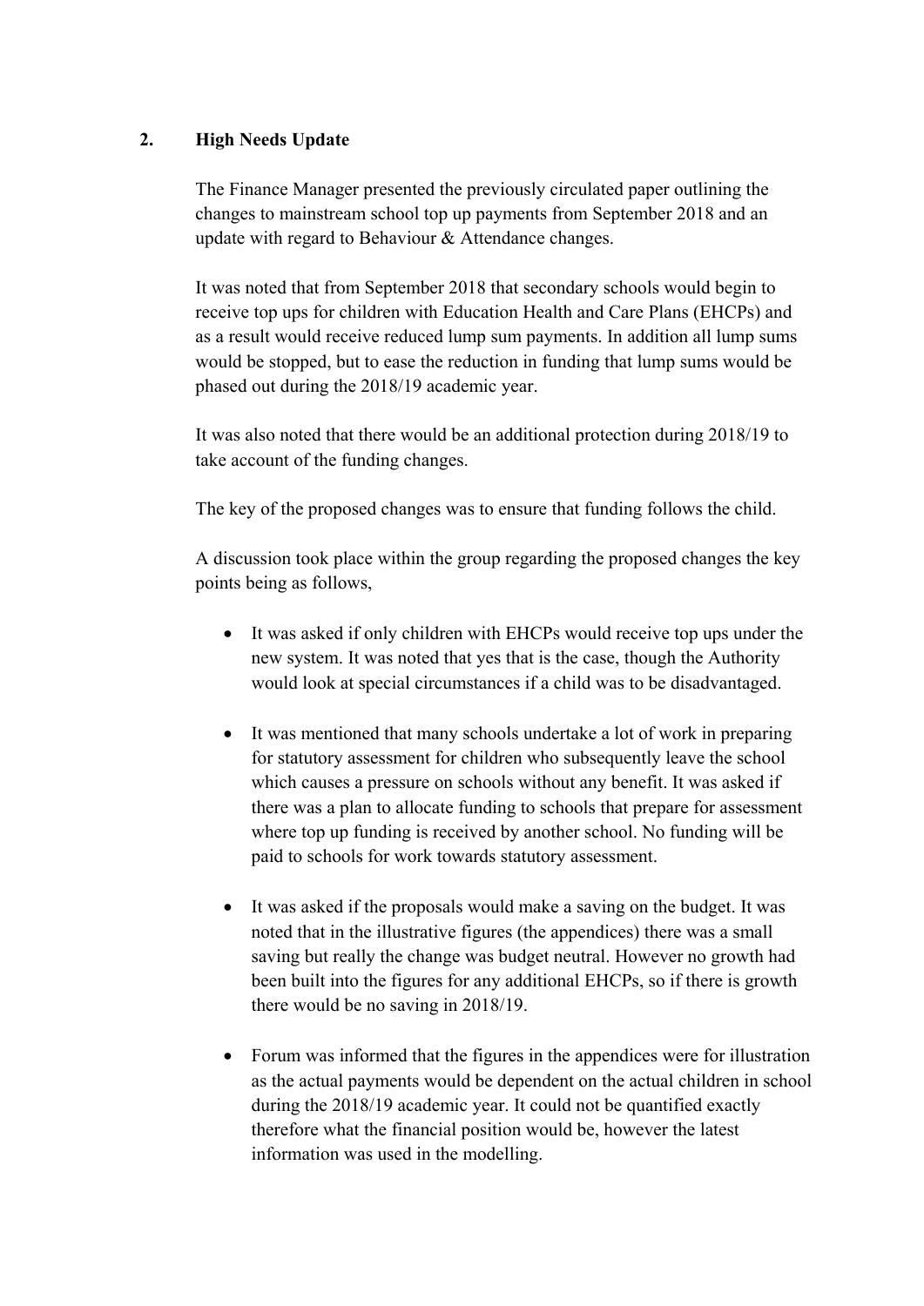## 2. High Needs Update

The Finance Manager presented the previously circulated paper outlining the changes to mainstream school top up payments from September 2018 and an update with regard to Behaviour & Attendance changes.

It was noted that from September 2018 that secondary schools would begin to receive top ups for children with Education Health and Care Plans (EHCPs) and as a result would receive reduced lump sum payments. In addition all lump sums would be stopped, but to ease the reduction in funding that lump sums would be phased out during the 2018/19 academic year.

It was also noted that there would be an additional protection during 2018/19 to take account of the funding changes.

The key of the proposed changes was to ensure that funding follows the child.

A discussion took place within the group regarding the proposed changes the key points being as follows,

- It was asked if only children with EHCPs would receive top ups under the new system. It was noted that yes that is the case, though the Authority would look at special circumstances if a child was to be disadvantaged.

- It was mentioned that many schools undertake a lot of work in preparing for statutory assessment for children who subsequently leave the school which causes a pressure on schools without any benefit. It was asked if there was a plan to allocate funding to schools that prepare for assessment where top up funding is received by another school. No funding will be paid to schools for work towards statutory assessment.

- It was asked if the proposals would make a saving on the budget. It was noted that in the illustrative figures (the appendices) there was a small saving but really the change was budget neutral. However no growth had been built into the figures for any additional EHCPs, so if there is growth there would be no saving in 2018/19.

- Forum was informed that the figures in the appendices were for illustration as the actual payments would be dependent on the actual children in school during the 2018/19 academic year. It could not be quantified exactly therefore what the financial position would be, however the latest information was used in the modelling.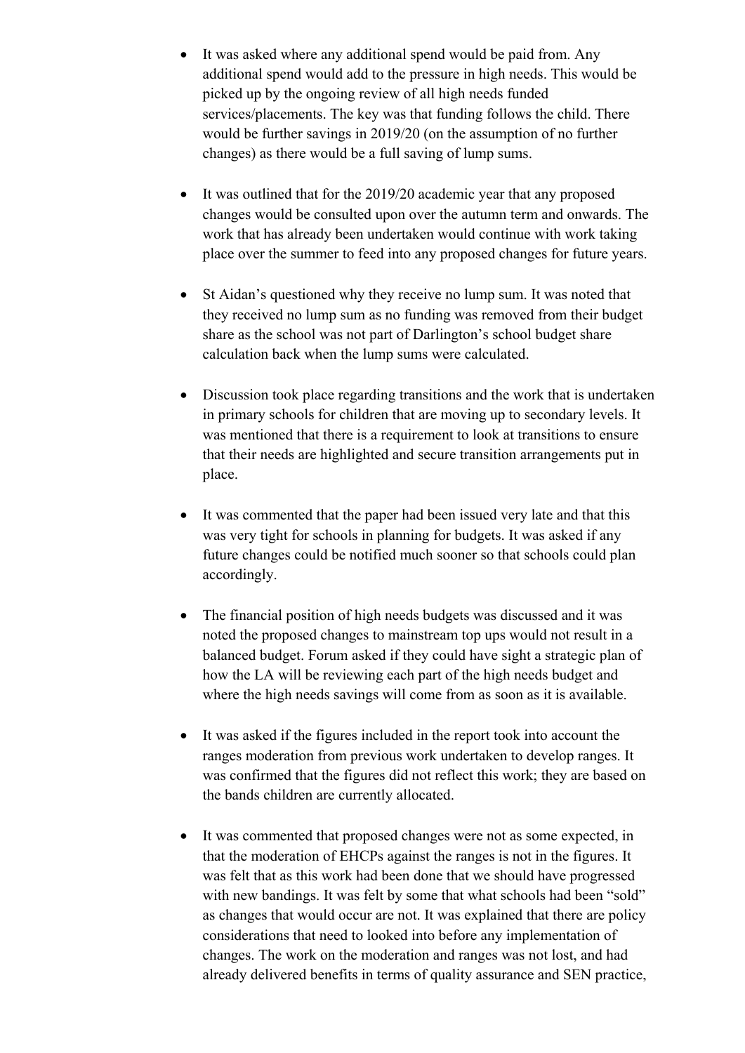- It was asked where any additional spend would be paid from. Any additional spend would add to the pressure in high needs. This would be picked up by the ongoing review of all high needs funded services/placements. The key was that funding follows the child. There would be further savings in 2019/20 (on the assumption of no further changes) as there would be a full saving of lump sums.

- It was outlined that for the 2019/20 academic year that any proposed changes would be consulted upon over the autumn term and onwards. The work that has already been undertaken would continue with work taking place over the summer to feed into any proposed changes for future years.

- St Aidan's questioned why they receive no lump sum. It was noted that they received no lump sum as no funding was removed from their budget share as the school was not part of Darlington's school budget share calculation back when the lump sums were calculated.

- Discussion took place regarding transitions and the work that is undertaken in primary schools for children that are moving up to secondary levels. It was mentioned that there is a requirement to look at transitions to ensure that their needs are highlighted and secure transition arrangements put in place.

- It was commented that the paper had been issued very late and that this was very tight for schools in planning for budgets. It was asked if any future changes could be notified much sooner so that schools could plan accordingly.

- The financial position of high needs budgets was discussed and it was noted the proposed changes to mainstream top ups would not result in a balanced budget. Forum asked if they could have sight a strategic plan of how the LA will be reviewing each part of the high needs budget and where the high needs savings will come from as soon as it is available.

- It was asked if the figures included in the report took into account the ranges moderation from previous work undertaken to develop ranges. It was confirmed that the figures did not reflect this work; they are based on the bands children are currently allocated.

- It was commented that proposed changes were not as some expected, in that the moderation of EHCPs against the ranges is not in the figures. It was felt that as this work had been done that we should have progressed with new bandings. It was felt by some that what schools had been "sold" as changes that would occur are not. It was explained that there are policy considerations that need to looked into before any implementation of changes. The work on the moderation and ranges was not lost, and had already delivered benefits in terms of quality assurance and SEN practice,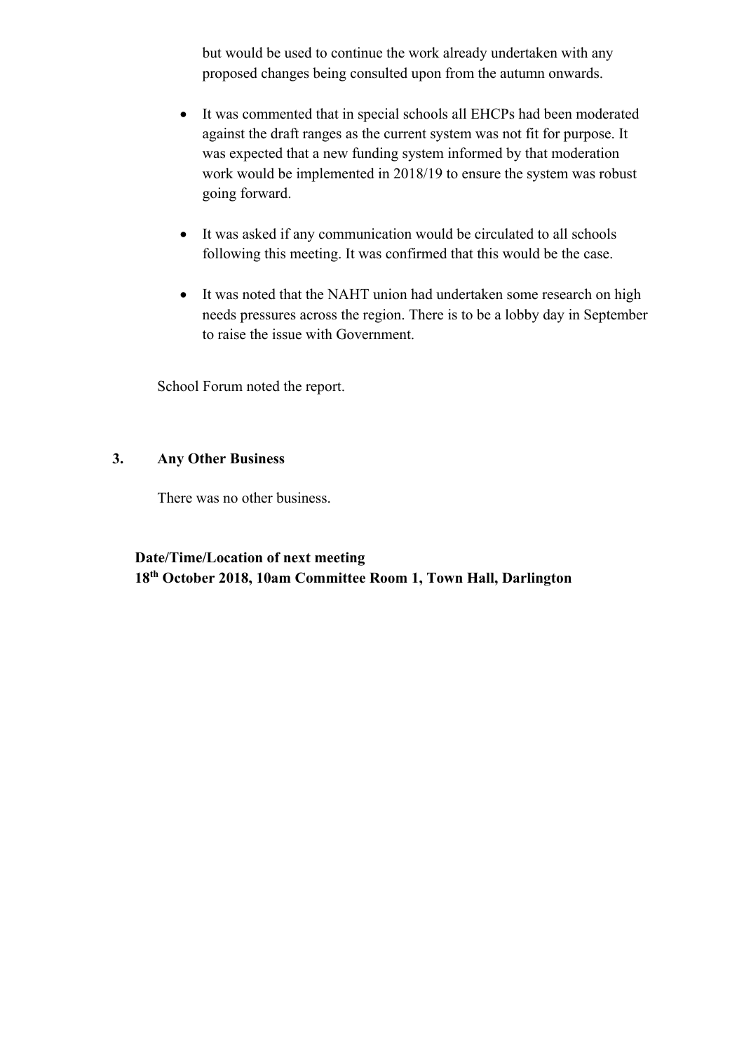but would be used to continue the work already undertaken with any proposed changes being consulted upon from the autumn onwards.

- It was commented that in special schools all EHCPs had been moderated against the draft ranges as the current system was not fit for purpose. It was expected that a new funding system informed by that moderation work would be implemented in 2018/19 to ensure the system was robust going forward.

- It was asked if any communication would be circulated to all schools following this meeting. It was confirmed that this would be the case.

- It was noted that the NAHT union had undertaken some research on high needs pressures across the region. There is to be a lobby day in September to raise the issue with Government.

School Forum noted the report.

## 3. Any Other Business

There was no other business.

**Date/Time/Location of next meeting**
**18th October 2018, 10am Committee Room 1, Town Hall, Darlington**